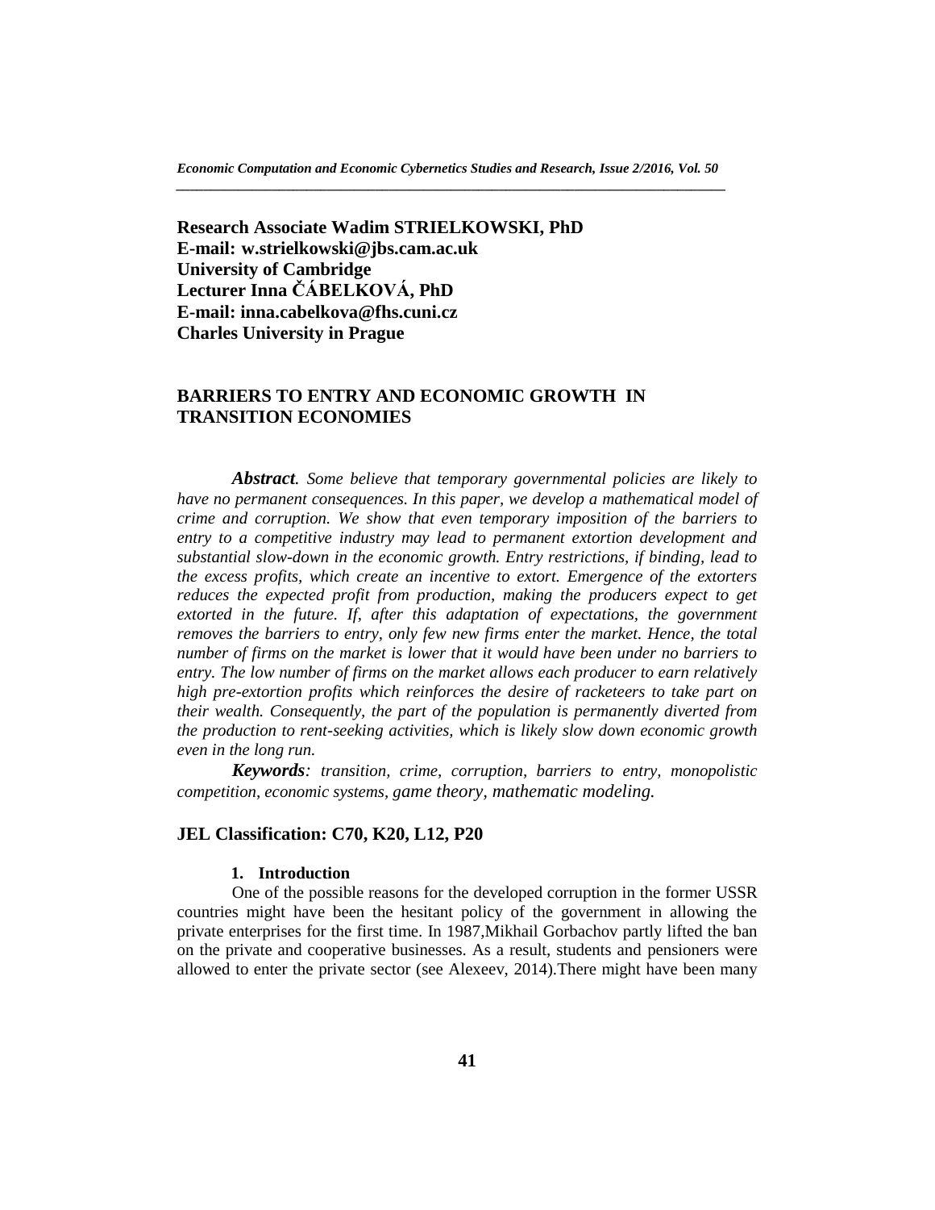**Research Associate Wadim STRIELKOWSKI, PhD**
**E-mail: w.strielkowski@jbs.cam.ac.uk**
**University of Cambridge**
**Lecturer Inna ČÁBELKOVÁ, PhD**
**E-mail: inna.cabelkova@fhs.cuni.cz**
**Charles University in Prague**

# BARRIERS TO ENTRY AND ECONOMIC GROWTH IN TRANSITION ECONOMIES

***Abstract***. *Some believe that temporary governmental policies are likely to have no permanent consequences. In this paper, we develop a mathematical model of crime and corruption. We show that even temporary imposition of the barriers to entry to a competitive industry may lead to permanent extortion development and substantial slow-down in the economic growth. Entry restrictions, if binding, lead to the excess profits, which create an incentive to extort. Emergence of the extorters reduces the expected profit from production, making the producers expect to get extorted in the future. If, after this adaptation of expectations, the government removes the barriers to entry, only few new firms enter the market. Hence, the total number of firms on the market is lower that it would have been under no barriers to entry. The low number of firms on the market allows each producer to earn relatively high pre-extortion profits which reinforces the desire of racketeers to take part on their wealth. Consequently, the part of the population is permanently diverted from the production to rent-seeking activities, which is likely slow down economic growth even in the long run.*

***Keywords****: transition, crime, corruption, barriers to entry, monopolistic competition, economic systems, game theory, mathematic modeling.*

## JEL Classification: C70, K20, L12, P20

### 1. Introduction

One of the possible reasons for the developed corruption in the former USSR countries might have been the hesitant policy of the government in allowing the private enterprises for the first time. In 1987,Mikhail Gorbachov partly lifted the ban on the private and cooperative businesses. As a result, students and pensioners were allowed to enter the private sector (see Alexeev, 2014).There might have been many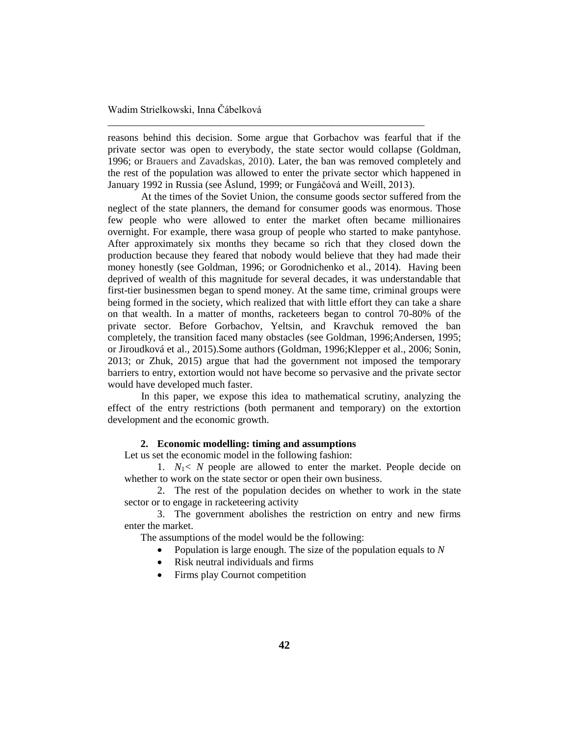reasons behind this decision. Some argue that Gorbachov was fearful that if the private sector was open to everybody, the state sector would collapse (Goldman, 1996; or Brauers and Zavadskas, 2010). Later, the ban was removed completely and the rest of the population was allowed to enter the private sector which happened in January 1992 in Russia (see Åslund, 1999; or Fungáčová and Weill, 2013).

At the times of the Soviet Union, the consume goods sector suffered from the neglect of the state planners, the demand for consumer goods was enormous. Those few people who were allowed to enter the market often became millionaires overnight. For example, there wasa group of people who started to make pantyhose. After approximately six months they became so rich that they closed down the production because they feared that nobody would believe that they had made their money honestly (see Goldman, 1996; or Gorodnichenko et al., 2014). Having been deprived of wealth of this magnitude for several decades, it was understandable that first-tier businessmen began to spend money. At the same time, criminal groups were being formed in the society, which realized that with little effort they can take a share on that wealth. In a matter of months, racketeers began to control 70-80% of the private sector. Before Gorbachov, Yeltsin, and Kravchuk removed the ban completely, the transition faced many obstacles (see Goldman, 1996;Andersen, 1995; or Jiroudková et al., 2015).Some authors (Goldman, 1996;Klepper et al., 2006; Sonin, 2013; or Zhuk, 2015) argue that had the government not imposed the temporary barriers to entry, extortion would not have become so pervasive and the private sector would have developed much faster.

In this paper, we expose this idea to mathematical scrutiny, analyzing the effect of the entry restrictions (both permanent and temporary) on the extortion development and the economic growth.

## 2. Economic modelling: timing and assumptions

Let us set the economic model in the following fashion:

1. $N_1 < N$ people are allowed to enter the market. People decide on whether to work on the state sector or open their own business.
2. The rest of the population decides on whether to work in the state sector or to engage in racketeering activity
3. The government abolishes the restriction on entry and new firms enter the market.

The assumptions of the model would be the following:

- Population is large enough. The size of the population equals to $N$
- Risk neutral individuals and firms
- Firms play Cournot competition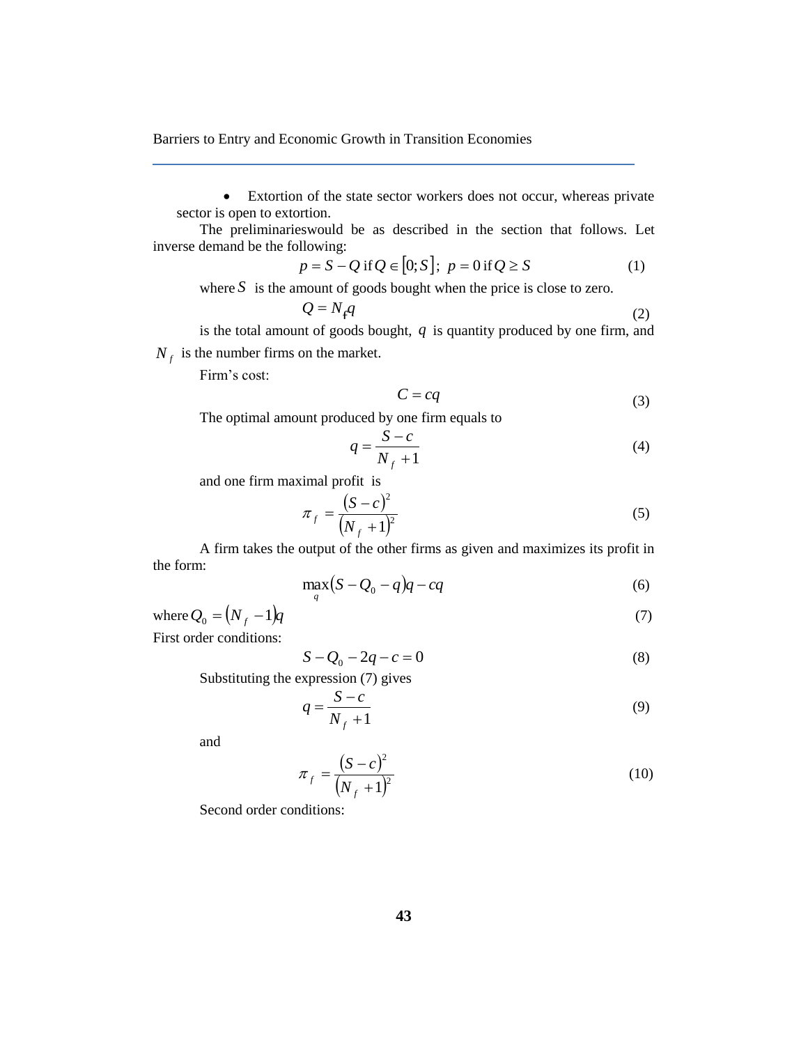- Extortion of the state sector workers does not occur, whereas private sector is open to extortion.

The preliminarieswould be as described in the section that follows. Let inverse demand be the following:

$$p = S - Q \text{ if } Q \in [0; S]; \;\; p = 0 \text{ if } Q \geq S \tag{1}$$

where $S$ is the amount of goods bought when the price is close to zero.

$$Q = N_f q \tag{2}$$

is the total amount of goods bought, $q$ is quantity produced by one firm, and $N_f$ is the number firms on the market.

Firm's cost:

$$C = cq \tag{3}$$

The optimal amount produced by one firm equals to

$$q = \frac{S - c}{N_f + 1} \tag{4}$$

and one firm maximal profit is

$$\pi_f = \frac{(S - c)^2}{(N_f + 1)^2} \tag{5}$$

A firm takes the output of the other firms as given and maximizes its profit in the form:

$$\max_q (S - Q_0 - q)q - cq \tag{6}$$

where $Q_0 = (N_f - 1)q$ (7)

First order conditions:

$$S - Q_0 - 2q - c = 0 \tag{8}$$

Substituting the expression (7) gives

$$q = \frac{S - c}{N_f + 1} \tag{9}$$

and

$$\pi_f = \frac{(S - c)^2}{(N_f + 1)^2} \tag{10}$$

Second order conditions: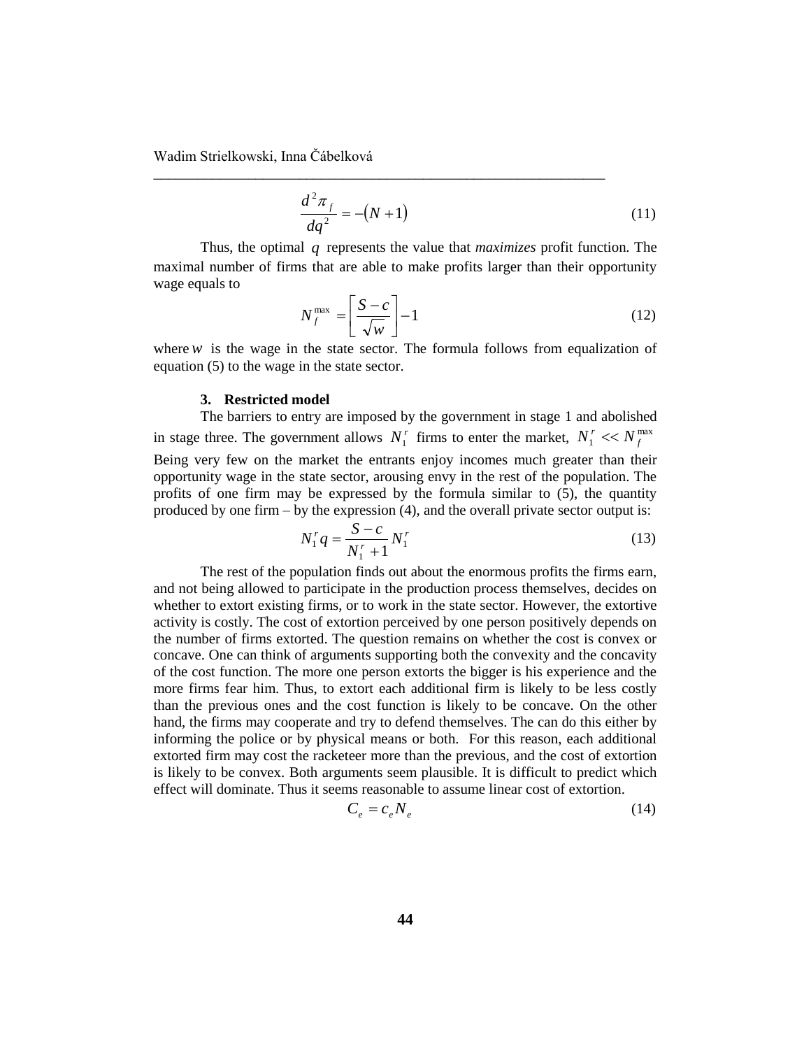$$\frac{d^2\pi_f}{dq^2} = -(N+1) \tag{11}$$

Thus, the optimal $q$ represents the value that *maximizes* profit function. The maximal number of firms that are able to make profits larger than their opportunity wage equals to

$$N_f^{\max} = \left[\frac{S-c}{\sqrt{w}}\right] - 1 \tag{12}$$

where $w$ is the wage in the state sector. The formula follows from equalization of equation (5) to the wage in the state sector.

### 3. Restricted model

The barriers to entry are imposed by the government in stage 1 and abolished in stage three. The government allows $N_1^r$ firms to enter the market, $N_1^r << N_f^{\max}$ Being very few on the market the entrants enjoy incomes much greater than their opportunity wage in the state sector, arousing envy in the rest of the population. The profits of one firm may be expressed by the formula similar to (5), the quantity produced by one firm – by the expression (4), and the overall private sector output is:

$$N_1^r q = \frac{S-c}{N_1^r + 1} N_1^r \tag{13}$$

The rest of the population finds out about the enormous profits the firms earn, and not being allowed to participate in the production process themselves, decides on whether to extort existing firms, or to work in the state sector. However, the extortive activity is costly. The cost of extortion perceived by one person positively depends on the number of firms extorted. The question remains on whether the cost is convex or concave. One can think of arguments supporting both the convexity and the concavity of the cost function. The more one person extorts the bigger is his experience and the more firms fear him. Thus, to extort each additional firm is likely to be less costly than the previous ones and the cost function is likely to be concave. On the other hand, the firms may cooperate and try to defend themselves. The can do this either by informing the police or by physical means or both. For this reason, each additional extorted firm may cost the racketeer more than the previous, and the cost of extortion is likely to be convex. Both arguments seem plausible. It is difficult to predict which effect will dominate. Thus it seems reasonable to assume linear cost of extortion.

$$C_e = c_e N_e \tag{14}$$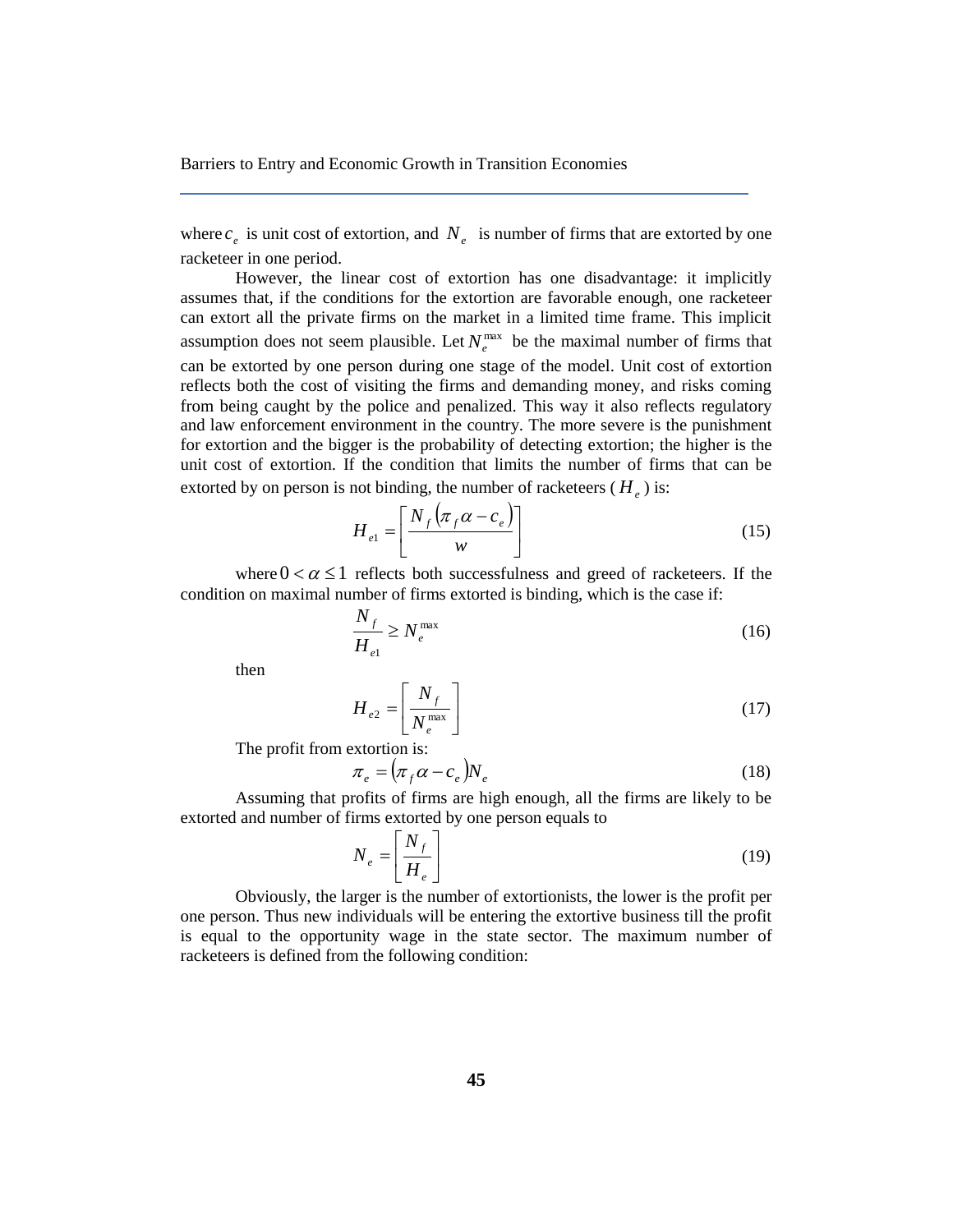where $c_e$ is unit cost of extortion, and $N_e$ is number of firms that are extorted by one racketeer in one period.

However, the linear cost of extortion has one disadvantage: it implicitly assumes that, if the conditions for the extortion are favorable enough, one racketeer can extort all the private firms on the market in a limited time frame. This implicit assumption does not seem plausible. Let $N_e^{\max}$ be the maximal number of firms that can be extorted by one person during one stage of the model. Unit cost of extortion reflects both the cost of visiting the firms and demanding money, and risks coming from being caught by the police and penalized. This way it also reflects regulatory and law enforcement environment in the country. The more severe is the punishment for extortion and the bigger is the probability of detecting extortion; the higher is the unit cost of extortion. If the condition that limits the number of firms that can be extorted by on person is not binding, the number of racketeers ($H_e$) is:

$$H_{e1} = \left[ \frac{N_f \left( \pi_f \alpha - c_e \right)}{w} \right] \tag{15}$$

where $0 < \alpha \leq 1$ reflects both successfulness and greed of racketeers. If the condition on maximal number of firms extorted is binding, which is the case if:

$$\frac{N_f}{H_{e1}} \geq N_e^{\max} \tag{16}$$

then

$$H_{e2} = \left[ \frac{N_f}{N_e^{\max}} \right] \tag{17}$$

The profit from extortion is:

$$\pi_e = \left( \pi_f \alpha - c_e \right) N_e \tag{18}$$

Assuming that profits of firms are high enough, all the firms are likely to be extorted and number of firms extorted by one person equals to

$$N_e = \left[ \frac{N_f}{H_e} \right] \tag{19}$$

Obviously, the larger is the number of extortionists, the lower is the profit per one person. Thus new individuals will be entering the extortive business till the profit is equal to the opportunity wage in the state sector. The maximum number of racketeers is defined from the following condition: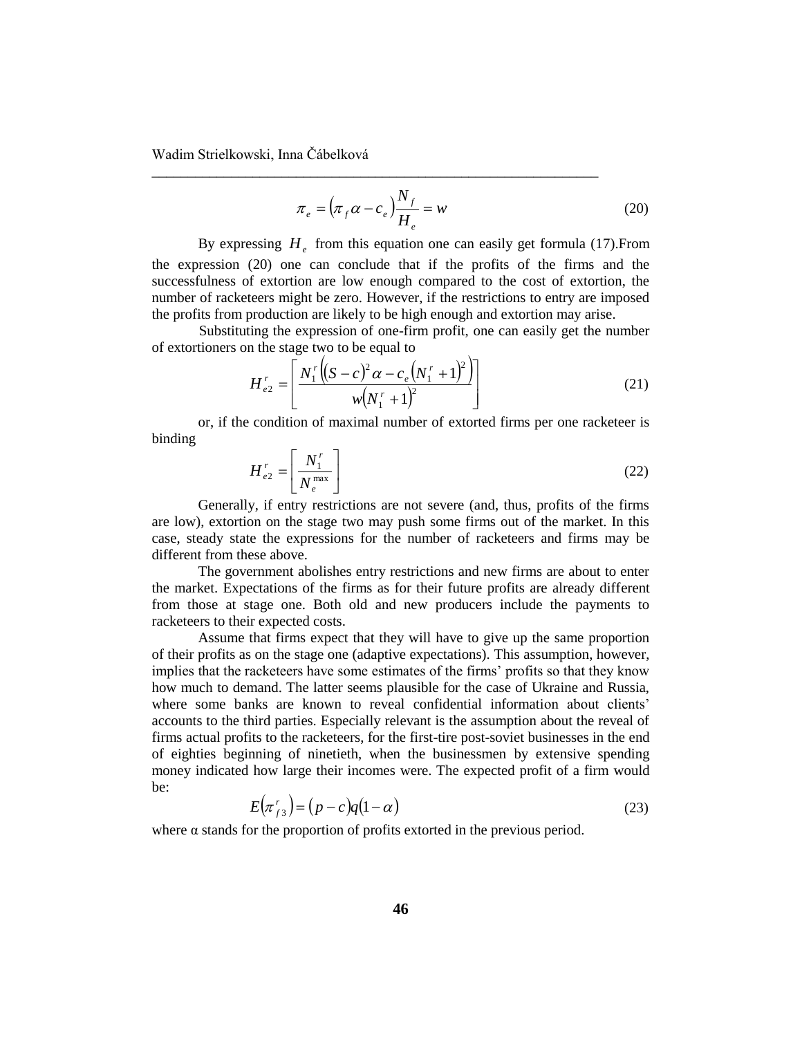$$\pi_e = \left(\pi_f \alpha - c_e\right)\frac{N_f}{H_e} = w \tag{20}$$

By expressing $H_e$ from this equation one can easily get formula (17).From the expression (20) one can conclude that if the profits of the firms and the successfulness of extortion are low enough compared to the cost of extortion, the number of racketeers might be zero. However, if the restrictions to entry are imposed the profits from production are likely to be high enough and extortion may arise.

Substituting the expression of one-firm profit, one can easily get the number of extortioners on the stage two to be equal to

$$H_{e2}^r = \left\lceil \frac{N_1^r\left((S-c)^2\alpha - c_e\left(N_1^r+1\right)^2\right)}{w\left(N_1^r+1\right)^2} \right\rceil \tag{21}$$

or, if the condition of maximal number of extorted firms per one racketeer is binding

$$H_{e2}^r = \left\lceil \frac{N_1^r}{N_e^{\max}} \right\rceil \tag{22}$$

Generally, if entry restrictions are not severe (and, thus, profits of the firms are low), extortion on the stage two may push some firms out of the market. In this case, steady state the expressions for the number of racketeers and firms may be different from these above.

The government abolishes entry restrictions and new firms are about to enter the market. Expectations of the firms as for their future profits are already different from those at stage one. Both old and new producers include the payments to racketeers to their expected costs.

Assume that firms expect that they will have to give up the same proportion of their profits as on the stage one (adaptive expectations). This assumption, however, implies that the racketeers have some estimates of the firms' profits so that they know how much to demand. The latter seems plausible for the case of Ukraine and Russia, where some banks are known to reveal confidential information about clients' accounts to the third parties. Especially relevant is the assumption about the reveal of firms actual profits to the racketeers, for the first-tire post-soviet businesses in the end of eighties beginning of ninetieth, when the businessmen by extensive spending money indicated how large their incomes were. The expected profit of a firm would be:

$$E\left(\pi_{f3}^r\right) = (p-c)q(1-\alpha) \tag{23}$$

where α stands for the proportion of profits extorted in the previous period.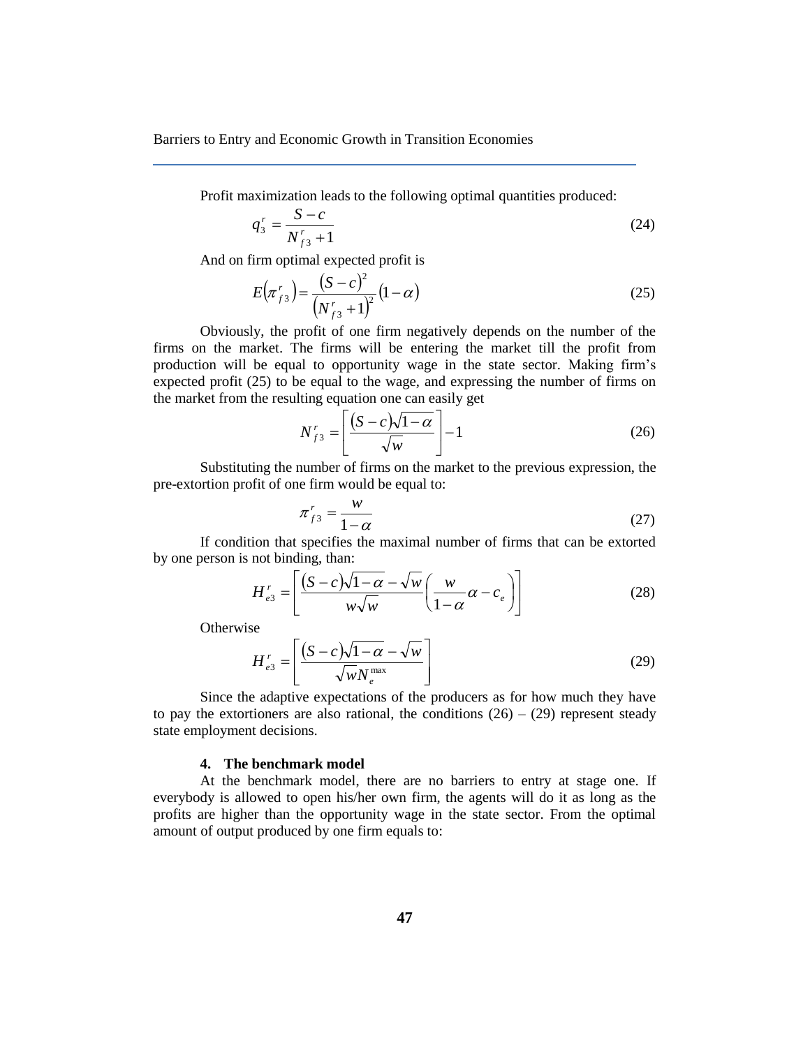Profit maximization leads to the following optimal quantities produced:

$$q_3^r = \frac{S-c}{N_{f3}^r + 1} \tag{24}$$

And on firm optimal expected profit is

$$E\left(\pi_{f3}^r\right) = \frac{(S-c)^2}{\left(N_{f3}^r + 1\right)^2}(1-\alpha) \tag{25}$$

Obviously, the profit of one firm negatively depends on the number of the firms on the market. The firms will be entering the market till the profit from production will be equal to opportunity wage in the state sector. Making firm's expected profit (25) to be equal to the wage, and expressing the number of firms on the market from the resulting equation one can easily get

$$N_{f3}^r = \left[\frac{(S-c)\sqrt{1-\alpha}}{\sqrt{w}}\right] - 1 \tag{26}$$

Substituting the number of firms on the market to the previous expression, the pre-extortion profit of one firm would be equal to:

$$\pi_{f3}^r = \frac{w}{1-\alpha} \tag{27}$$

If condition that specifies the maximal number of firms that can be extorted by one person is not binding, than:

$$H_{e3}^r = \left[\frac{(S-c)\sqrt{1-\alpha} - \sqrt{w}}{w\sqrt{w}}\left(\frac{w}{1-\alpha}\alpha - c_e\right)\right] \tag{28}$$

Otherwise

$$H_{e3}^r = \left[\frac{(S-c)\sqrt{1-\alpha} - \sqrt{w}}{\sqrt{w}N_e^{\max}}\right] \tag{29}$$

Since the adaptive expectations of the producers as for how much they have to pay the extortioners are also rational, the conditions (26) – (29) represent steady state employment decisions.

## 4. The benchmark model

At the benchmark model, there are no barriers to entry at stage one. If everybody is allowed to open his/her own firm, the agents will do it as long as the profits are higher than the opportunity wage in the state sector. From the optimal amount of output produced by one firm equals to: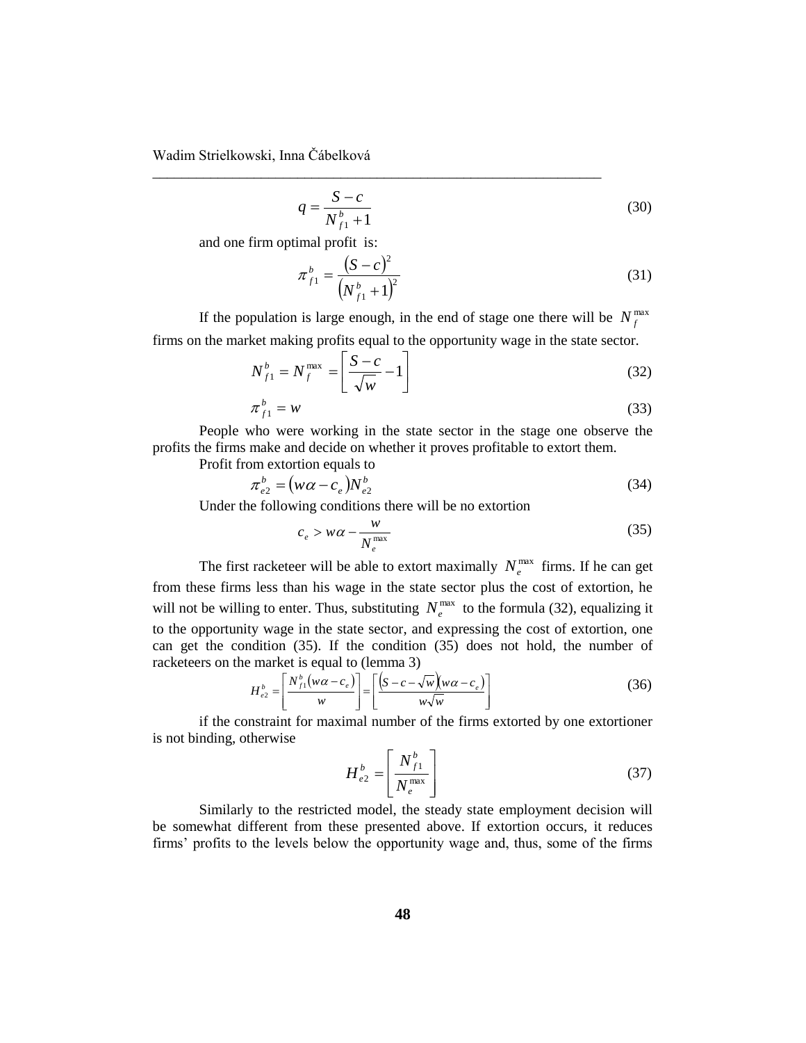$$q = \frac{S - c}{N_{f1}^{b} + 1} \tag{30}$$

and one firm optimal profit is:

$$\pi_{f1}^{b} = \frac{(S - c)^2}{\left(N_{f1}^{b} + 1\right)^2} \tag{31}$$

If the population is large enough, in the end of stage one there will be $N_f^{\max}$ firms on the market making profits equal to the opportunity wage in the state sector.

$$N_{f1}^{b} = N_f^{\max} = \left\lfloor \frac{S - c}{\sqrt{w}} - 1 \right\rfloor \tag{32}$$

$$\pi_{f1}^{b} = w \tag{33}$$

People who were working in the state sector in the stage one observe the profits the firms make and decide on whether it proves profitable to extort them.

Profit from extortion equals to

$$\pi_{e2}^{b} = (w\alpha - c_e)N_{e2}^{b} \tag{34}$$

Under the following conditions there will be no extortion

$$c_e > w\alpha - \frac{w}{N_e^{\max}} \tag{35}$$

The first racketeer will be able to extort maximally $N_e^{\max}$ firms. If he can get from these firms less than his wage in the state sector plus the cost of extortion, he will not be willing to enter. Thus, substituting $N_e^{\max}$ to the formula (32), equalizing it to the opportunity wage in the state sector, and expressing the cost of extortion, one can get the condition (35). If the condition (35) does not hold, the number of racketeers on the market is equal to (lemma 3)

$$H_{e2}^{b} = \left\lfloor \frac{N_{f1}^{b}(w\alpha - c_e)}{w} \right\rfloor = \left\lfloor \frac{\left(S - c - \sqrt{w}\right)(w\alpha - c_e)}{w\sqrt{w}} \right\rfloor \tag{36}$$

if the constraint for maximal number of the firms extorted by one extortioner is not binding, otherwise

$$H_{e2}^{b} = \left\lceil \frac{N_{f1}^{b}}{N_e^{\max}} \right\rceil \tag{37}$$

Similarly to the restricted model, the steady state employment decision will be somewhat different from these presented above. If extortion occurs, it reduces firms' profits to the levels below the opportunity wage and, thus, some of the firms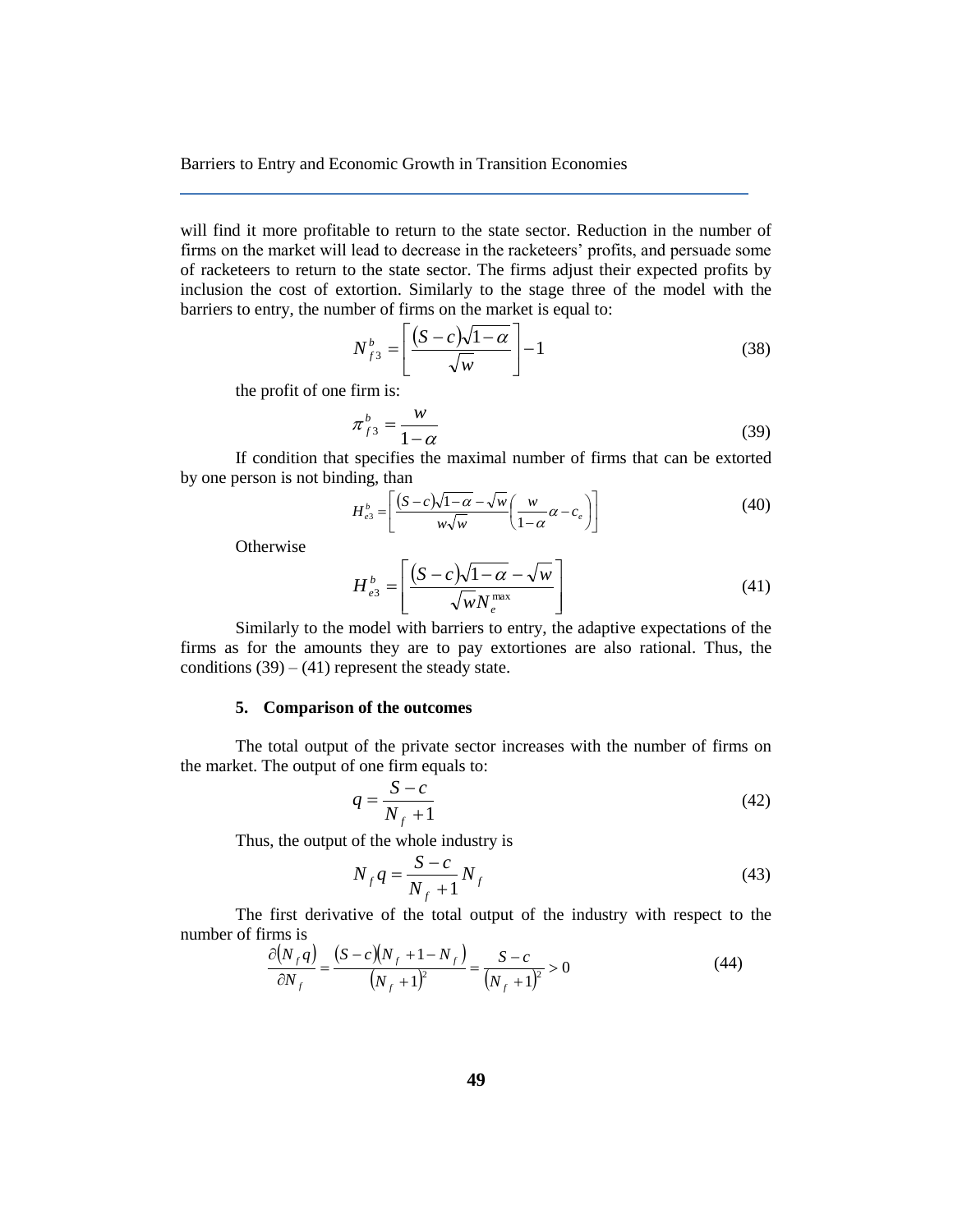will find it more profitable to return to the state sector. Reduction in the number of firms on the market will lead to decrease in the racketeers' profits, and persuade some of racketeers to return to the state sector. The firms adjust their expected profits by inclusion the cost of extortion. Similarly to the stage three of the model with the barriers to entry, the number of firms on the market is equal to:

$$N_{f3}^{b} = \left[ \frac{(S-c)\sqrt{1-\alpha}}{\sqrt{w}} \right] - 1 \tag{38}$$

the profit of one firm is:

$$\pi_{f3}^{b} = \frac{w}{1-\alpha} \tag{39}$$

If condition that specifies the maximal number of firms that can be extorted by one person is not binding, than

$$H_{e3}^{b} = \left[ \frac{(S-c)\sqrt{1-\alpha} - \sqrt{w}}{w\sqrt{w}} \left( \frac{w}{1-\alpha}\alpha - c_e \right) \right] \tag{40}$$

Otherwise

$$H_{e3}^{b} = \left[ \frac{(S-c)\sqrt{1-\alpha} - \sqrt{w}}{\sqrt{w}N_{e}^{\max}} \right] \tag{41}$$

Similarly to the model with barriers to entry, the adaptive expectations of the firms as for the amounts they are to pay extortiones are also rational. Thus, the conditions (39) – (41) represent the steady state.

## 5. Comparison of the outcomes

The total output of the private sector increases with the number of firms on the market. The output of one firm equals to:

$$q = \frac{S-c}{N_f + 1} \tag{42}$$

Thus, the output of the whole industry is

$$N_f q = \frac{S-c}{N_f + 1} N_f \tag{43}$$

The first derivative of the total output of the industry with respect to the number of firms is

$$\frac{\partial (N_f q)}{\partial N_f} = \frac{(S-c)(N_f + 1 - N_f)}{(N_f + 1)^2} = \frac{S-c}{(N_f + 1)^2} > 0 \tag{44}$$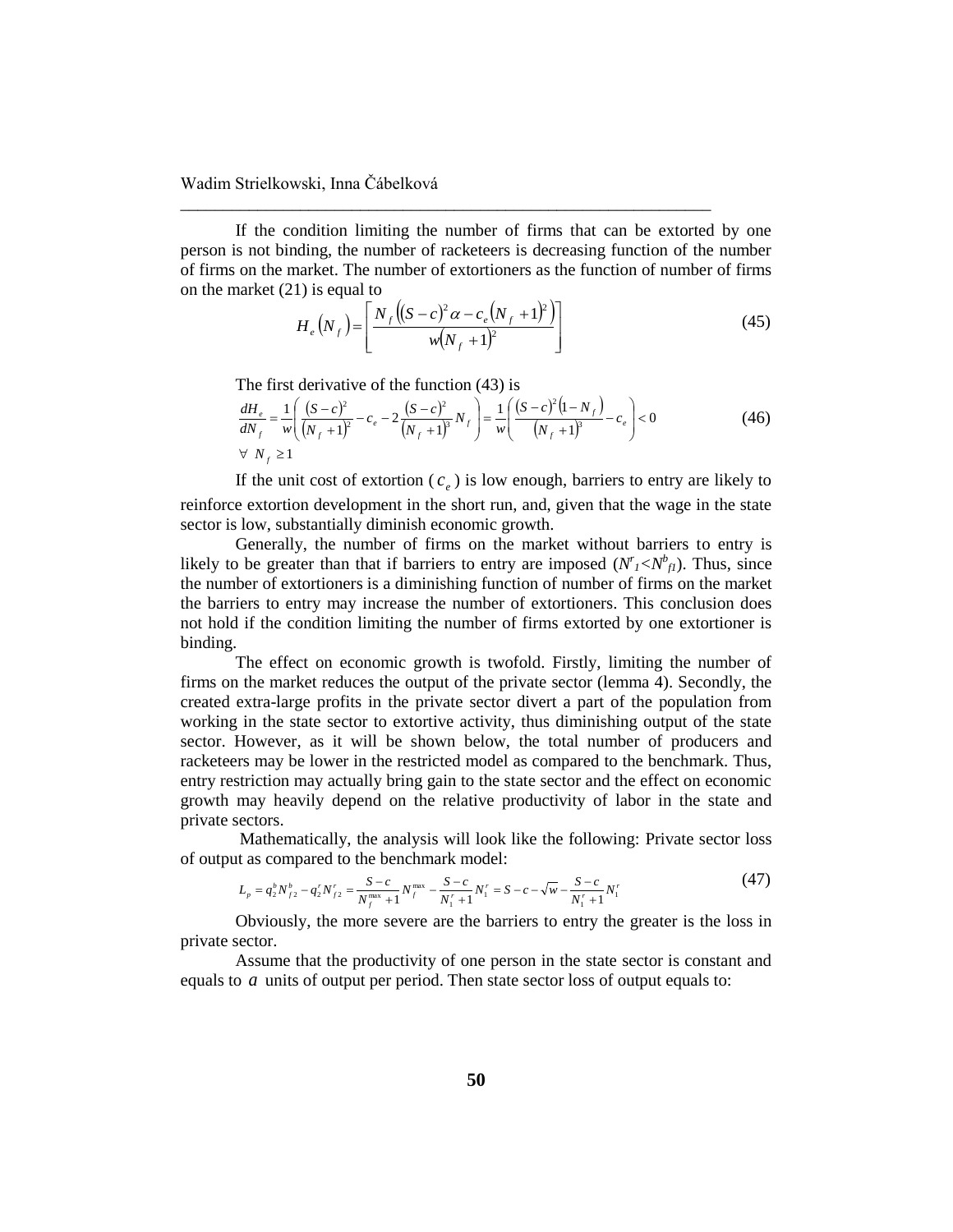If the condition limiting the number of firms that can be extorted by one person is not binding, the number of racketeers is decreasing function of the number of firms on the market. The number of extortioners as the function of number of firms on the market (21) is equal to

$$H_e\left(N_f\right)=\left[\frac{N_f\left((S-c)^2\alpha-c_e\left(N_f+1\right)^2\right)}{w\left(N_f+1\right)^2}\right] \tag{45}$$

The first derivative of the function (43) is

$$\frac{dH_e}{dN_f}=\frac{1}{w}\left(\frac{(S-c)^2}{\left(N_f+1\right)^2}-c_e-2\frac{(S-c)^2}{\left(N_f+1\right)^3}N_f\right)=\frac{1}{w}\left(\frac{(S-c)^2\left(1-N_f\right)}{\left(N_f+1\right)^3}-c_e\right)<0 \tag{46}$$
$$\forall\ N_f\geq 1$$

If the unit cost of extortion ($c_e$) is low enough, barriers to entry are likely to reinforce extortion development in the short run, and, given that the wage in the state sector is low, substantially diminish economic growth.

Generally, the number of firms on the market without barriers to entry is likely to be greater than that if barriers to entry are imposed ($N^r_1<N^b_{f1}$). Thus, since the number of extortioners is a diminishing function of number of firms on the market the barriers to entry may increase the number of extortioners. This conclusion does not hold if the condition limiting the number of firms extorted by one extortioner is binding.

The effect on economic growth is twofold. Firstly, limiting the number of firms on the market reduces the output of the private sector (lemma 4). Secondly, the created extra-large profits in the private sector divert a part of the population from working in the state sector to extortive activity, thus diminishing output of the state sector. However, as it will be shown below, the total number of producers and racketeers may be lower in the restricted model as compared to the benchmark. Thus, entry restriction may actually bring gain to the state sector and the effect on economic growth may heavily depend on the relative productivity of labor in the state and private sectors.

Mathematically, the analysis will look like the following: Private sector loss of output as compared to the benchmark model:

$$L_p=q_2^bN_{f2}^b-q_2^rN_{f2}^r=\frac{S-c}{N_f^{\max}+1}N_f^{\max}-\frac{S-c}{N_1^r+1}N_1^r=S-c-\sqrt{w}-\frac{S-c}{N_1^r+1}N_1^r \tag{47}$$

Obviously, the more severe are the barriers to entry the greater is the loss in private sector.

Assume that the productivity of one person in the state sector is constant and equals to $a$ units of output per period. Then state sector loss of output equals to: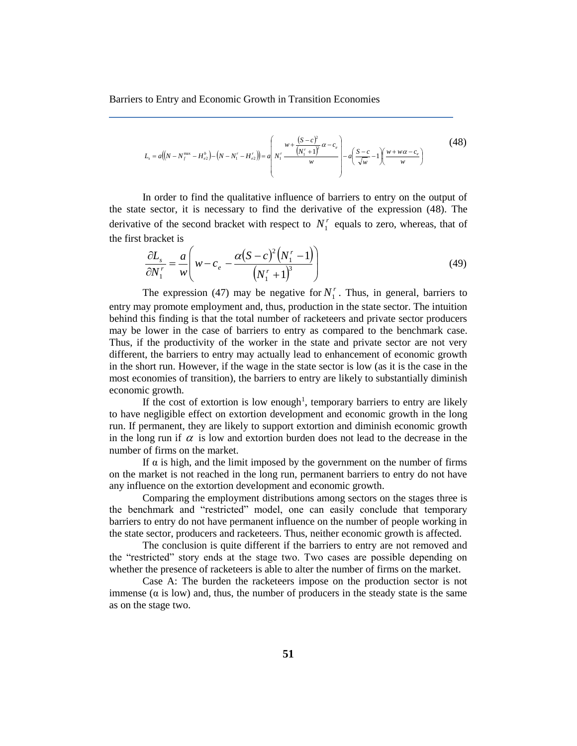$$L_s = a\left(\left(N - N_f^{\max} - H_{e2}^b\right) - \left(N - N_1^r - H_{e2}^r\right)\right) = a\left(N_1^r \frac{w + \frac{(S-c)^2}{\left(N_1^r+1\right)^2}\alpha - c_e}{w}\right) - a\left(\frac{S-c}{\sqrt{w}} - 1\right)\left(\frac{w + w\alpha - c_e}{w}\right) \tag{48}$$

In order to find the qualitative influence of barriers to entry on the output of the state sector, it is necessary to find the derivative of the expression (48). The derivative of the second bracket with respect to $N_1^r$ equals to zero, whereas, that of the first bracket is

$$\frac{\partial L_s}{\partial N_1^r} = \frac{a}{w}\left(w - c_e - \frac{\alpha (S-c)^2 \left(N_1^r - 1\right)}{\left(N_1^r + 1\right)^3}\right) \tag{49}$$

The expression (47) may be negative for $N_1^r$. Thus, in general, barriers to entry may promote employment and, thus, production in the state sector. The intuition behind this finding is that the total number of racketeers and private sector producers may be lower in the case of barriers to entry as compared to the benchmark case. Thus, if the productivity of the worker in the state and private sector are not very different, the barriers to entry may actually lead to enhancement of economic growth in the short run. However, if the wage in the state sector is low (as it is the case in the most economies of transition), the barriers to entry are likely to substantially diminish economic growth.

If the cost of extortion is low enough[1], temporary barriers to entry are likely to have negligible effect on extortion development and economic growth in the long run. If permanent, they are likely to support extortion and diminish economic growth in the long run if $\alpha$ is low and extortion burden does not lead to the decrease in the number of firms on the market.

If α is high, and the limit imposed by the government on the number of firms on the market is not reached in the long run, permanent barriers to entry do not have any influence on the extortion development and economic growth.

Comparing the employment distributions among sectors on the stages three is the benchmark and "restricted" model, one can easily conclude that temporary barriers to entry do not have permanent influence on the number of people working in the state sector, producers and racketeers. Thus, neither economic growth is affected.

The conclusion is quite different if the barriers to entry are not removed and the "restricted" story ends at the stage two. Two cases are possible depending on whether the presence of racketeers is able to alter the number of firms on the market.

Case A: The burden the racketeers impose on the production sector is not immense (α is low) and, thus, the number of producers in the steady state is the same as on the stage two.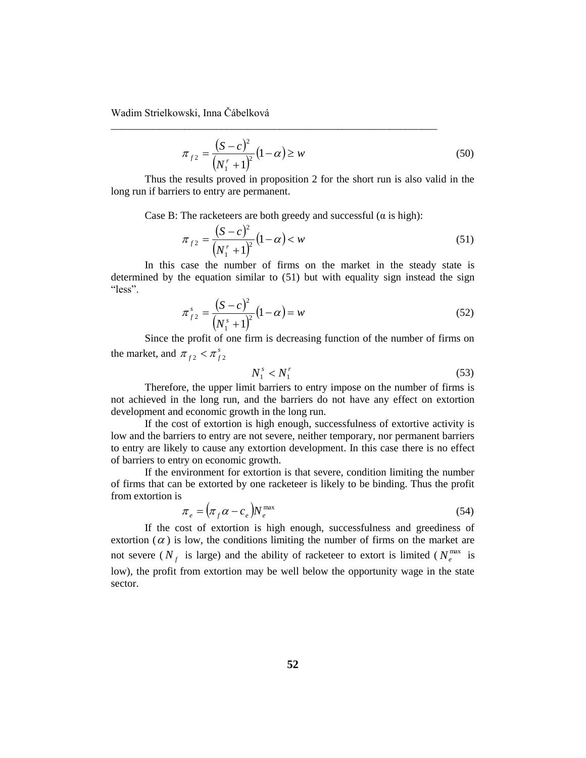$$\pi_{f2} = \frac{(S-c)^2}{(N_1^r + 1)^2}(1-\alpha) \geq w \tag{50}$$

Thus the results proved in proposition 2 for the short run is also valid in the long run if barriers to entry are permanent.

Case B: The racketeers are both greedy and successful (α is high):

$$\pi_{f2} = \frac{(S-c)^2}{(N_1^r + 1)^2}(1-\alpha) < w \tag{51}$$

In this case the number of firms on the market in the steady state is determined by the equation similar to (51) but with equality sign instead the sign "less".

$$\pi_{f2}^s = \frac{(S-c)^2}{(N_1^s + 1)^2}(1-\alpha) = w \tag{52}$$

Since the profit of one firm is decreasing function of the number of firms on the market, and $\pi_{f2} < \pi_{f2}^s$

$$N_1^s < N_1^r \tag{53}$$

Therefore, the upper limit barriers to entry impose on the number of firms is not achieved in the long run, and the barriers do not have any effect on extortion development and economic growth in the long run.

If the cost of extortion is high enough, successfulness of extortive activity is low and the barriers to entry are not severe, neither temporary, nor permanent barriers to entry are likely to cause any extortion development. In this case there is no effect of barriers to entry on economic growth.

If the environment for extortion is that severe, condition limiting the number of firms that can be extorted by one racketeer is likely to be binding. Thus the profit from extortion is

$$\pi_e = (\pi_f \alpha - c_e) N_e^{\max} \tag{54}$$

If the cost of extortion is high enough, successfulness and greediness of extortion ($\alpha$) is low, the conditions limiting the number of firms on the market are not severe ($N_f$ is large) and the ability of racketeer to extort is limited ($N_e^{\max}$ is low), the profit from extortion may be well below the opportunity wage in the state sector.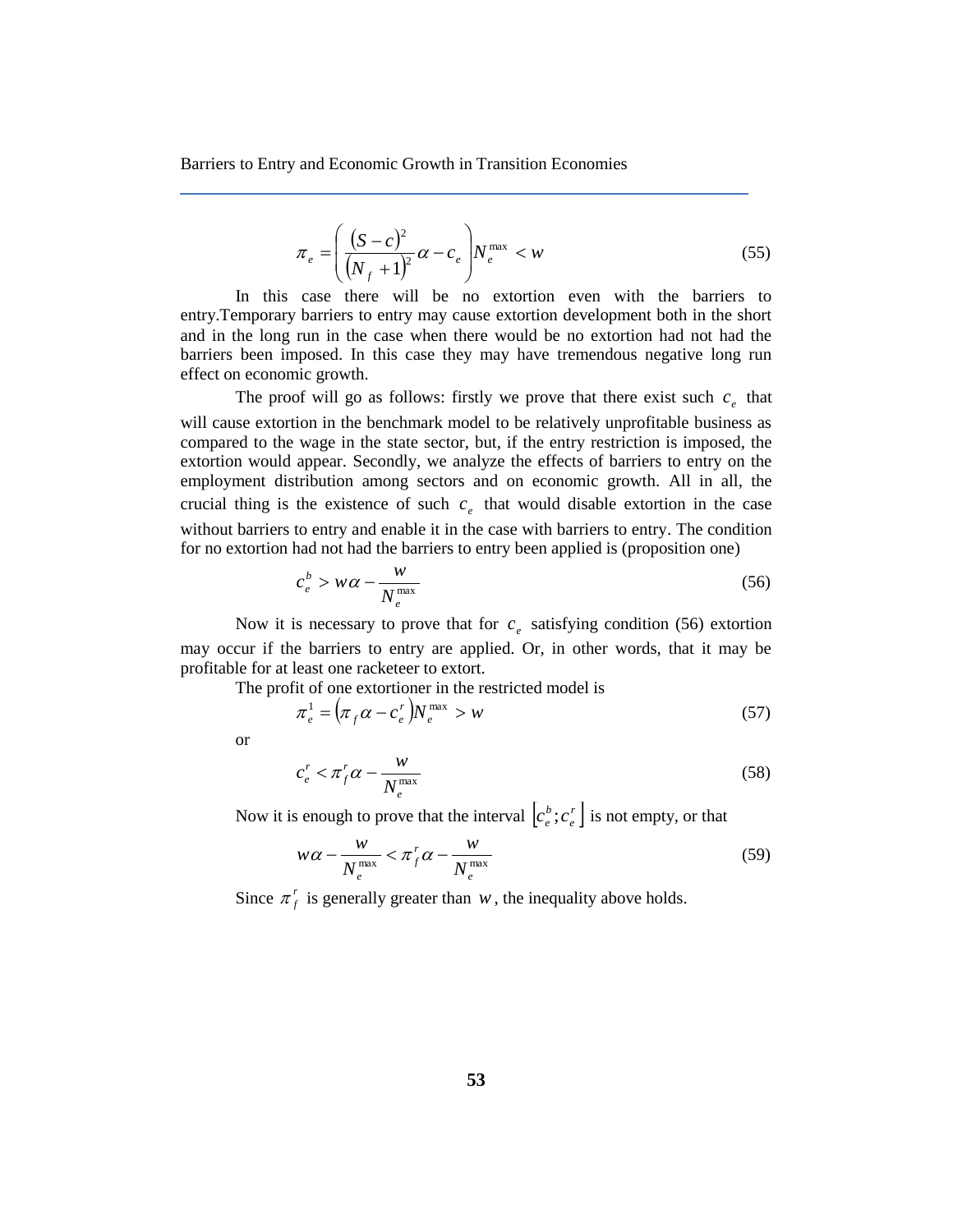$$\pi_e = \left( \frac{(S-c)^2}{(N_f+1)^2}\alpha - c_e \right) N_e^{\max} < w \tag{55}$$

In this case there will be no extortion even with the barriers to entry.Temporary barriers to entry may cause extortion development both in the short and in the long run in the case when there would be no extortion had not had the barriers been imposed. In this case they may have tremendous negative long run effect on economic growth.

The proof will go as follows: firstly we prove that there exist such $c_e$ that will cause extortion in the benchmark model to be relatively unprofitable business as compared to the wage in the state sector, but, if the entry restriction is imposed, the extortion would appear. Secondly, we analyze the effects of barriers to entry on the employment distribution among sectors and on economic growth. All in all, the crucial thing is the existence of such $c_e$ that would disable extortion in the case without barriers to entry and enable it in the case with barriers to entry. The condition for no extortion had not had the barriers to entry been applied is (proposition one)

$$c_e^b > w\alpha - \frac{w}{N_e^{\max}} \tag{56}$$

Now it is necessary to prove that for $c_e$ satisfying condition (56) extortion may occur if the barriers to entry are applied. Or, in other words, that it may be profitable for at least one racketeer to extort.

The profit of one extortioner in the restricted model is

$$\pi_e^1 = \left(\pi_f \alpha - c_e^r\right) N_e^{\max} > w \tag{57}$$

or

$$c_e^r < \pi_f^r \alpha - \frac{w}{N_e^{\max}} \tag{58}$$

Now it is enough to prove that the interval $\left[c_e^b; c_e^r\right]$ is not empty, or that

$$w\alpha - \frac{w}{N_e^{\max}} < \pi_f^r \alpha - \frac{w}{N_e^{\max}} \tag{59}$$

Since $\pi_f^r$ is generally greater than $w$, the inequality above holds.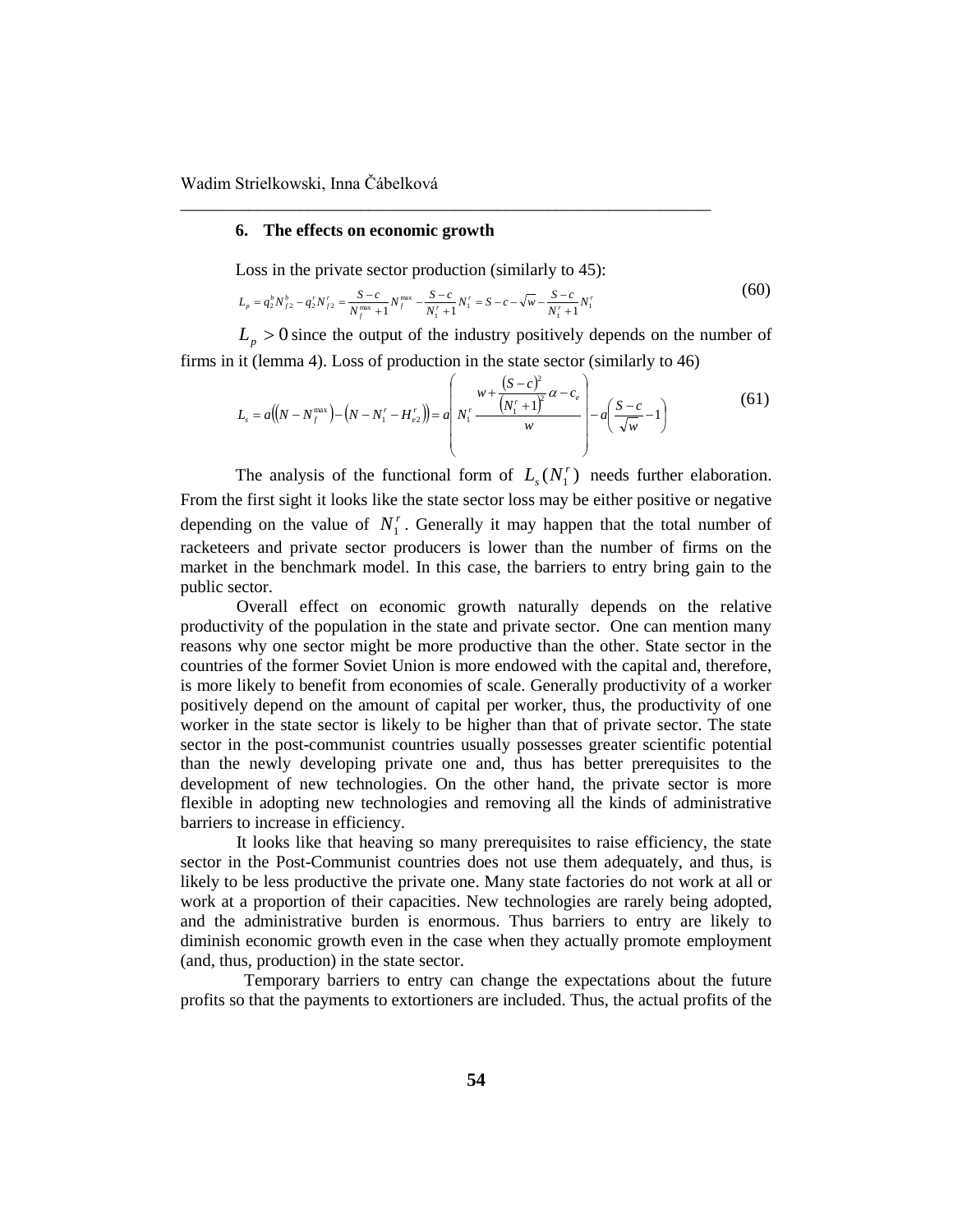## 6. The effects on economic growth

Loss in the private sector production (similarly to 45):

$$L_p = q_2^b N_{f2}^b - q_2^r N_{f2}^r = \frac{S-c}{N_f^{\max}+1} N_f^{\max} - \frac{S-c}{N_1^r+1} N_1^r = S - c - \sqrt{w} - \frac{S-c}{N_1^r+1} N_1^r \tag{60}$$

$L_p > 0$ since the output of the industry positively depends on the number of firms in it (lemma 4). Loss of production in the state sector (similarly to 46)

$$L_s = a\left(\left(N - N_f^{\max}\right) - \left(N - N_1^r - H_{e2}^r\right)\right) = a\left(N_1^r \frac{w + \frac{(S-c)^2}{\left(N_1^r+1\right)^2}\alpha - c_e}{w}\right) - a\left(\frac{S-c}{\sqrt{w}} - 1\right) \tag{61}$$

The analysis of the functional form of $L_s(N_1^r)$ needs further elaboration. From the first sight it looks like the state sector loss may be either positive or negative depending on the value of $N_1^r$. Generally it may happen that the total number of racketeers and private sector producers is lower than the number of firms on the market in the benchmark model. In this case, the barriers to entry bring gain to the public sector.

Overall effect on economic growth naturally depends on the relative productivity of the population in the state and private sector. One can mention many reasons why one sector might be more productive than the other. State sector in the countries of the former Soviet Union is more endowed with the capital and, therefore, is more likely to benefit from economies of scale. Generally productivity of a worker positively depend on the amount of capital per worker, thus, the productivity of one worker in the state sector is likely to be higher than that of private sector. The state sector in the post-communist countries usually possesses greater scientific potential than the newly developing private one and, thus has better prerequisites to the development of new technologies. On the other hand, the private sector is more flexible in adopting new technologies and removing all the kinds of administrative barriers to increase in efficiency.

It looks like that heaving so many prerequisites to raise efficiency, the state sector in the Post-Communist countries does not use them adequately, and thus, is likely to be less productive the private one. Many state factories do not work at all or work at a proportion of their capacities. New technologies are rarely being adopted, and the administrative burden is enormous. Thus barriers to entry are likely to diminish economic growth even in the case when they actually promote employment (and, thus, production) in the state sector.

Temporary barriers to entry can change the expectations about the future profits so that the payments to extortioners are included. Thus, the actual profits of the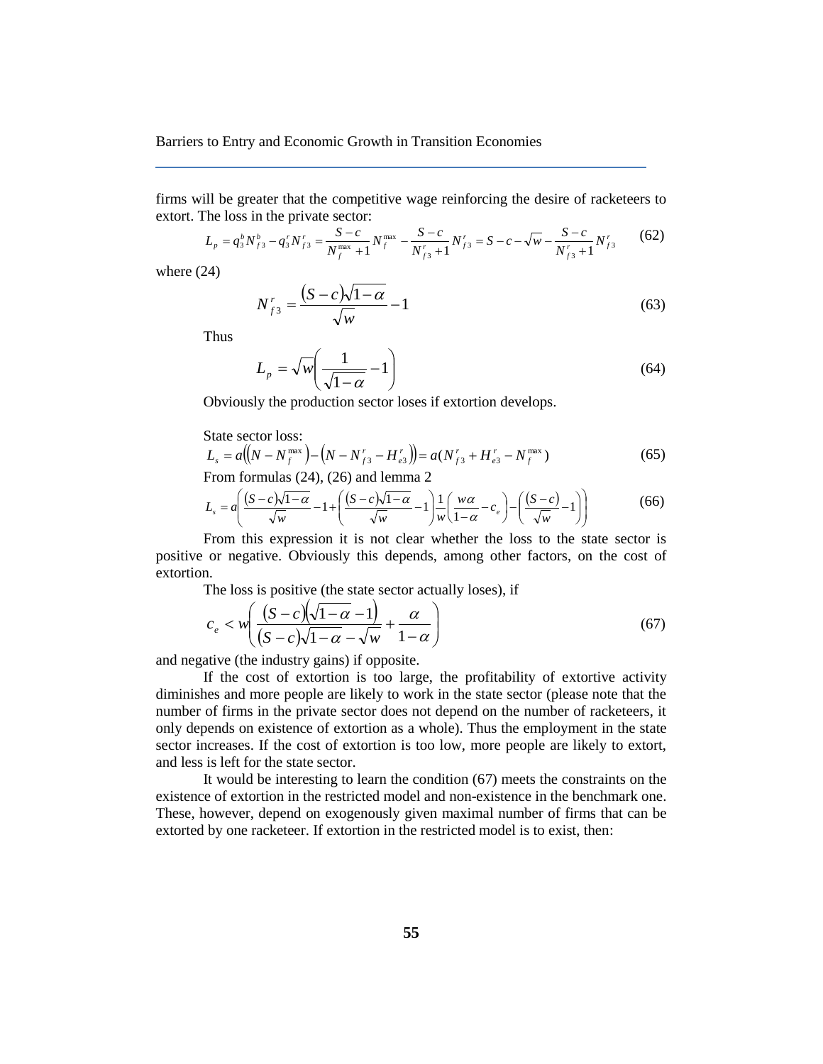firms will be greater that the competitive wage reinforcing the desire of racketeers to extort. The loss in the private sector:

$$L_p = q_3^b N_{f3}^b - q_3^r N_{f3}^r = \frac{S-c}{N_f^{\max}+1} N_f^{\max} - \frac{S-c}{N_{f3}^r+1} N_{f3}^r = S - c - \sqrt{w} - \frac{S-c}{N_{f3}^r+1} N_{f3}^r \tag{62}$$

where (24)

$$N_{f3}^r = \frac{(S-c)\sqrt{1-\alpha}}{\sqrt{w}} - 1 \tag{63}$$

Thus

$$L_p = \sqrt{w}\left(\frac{1}{\sqrt{1-\alpha}} - 1\right) \tag{64}$$

Obviously the production sector loses if extortion develops.

State sector loss:

$$L_s = a\left(\left(N - N_f^{\max}\right) - \left(N - N_{f3}^r - H_{e3}^r\right)\right) = a(N_{f3}^r + H_{e3}^r - N_f^{\max}) \tag{65}$$

From formulas (24), (26) and lemma 2

$$L_s = a\left(\frac{(S-c)\sqrt{1-\alpha}}{\sqrt{w}} - 1 + \left(\frac{(S-c)\sqrt{1-\alpha}}{\sqrt{w}} - 1\right)\frac{1}{w}\left(\frac{w\alpha}{1-\alpha} - c_e\right) - \left(\frac{(S-c)}{\sqrt{w}} - 1\right)\right) \tag{66}$$

From this expression it is not clear whether the loss to the state sector is positive or negative. Obviously this depends, among other factors, on the cost of extortion.

The loss is positive (the state sector actually loses), if

$$c_e < w\left(\frac{(S-c)\left(\sqrt{1-\alpha} - 1\right)}{(S-c)\sqrt{1-\alpha} - \sqrt{w}} + \frac{\alpha}{1-\alpha}\right) \tag{67}$$

and negative (the industry gains) if opposite.

If the cost of extortion is too large, the profitability of extortive activity diminishes and more people are likely to work in the state sector (please note that the number of firms in the private sector does not depend on the number of racketeers, it only depends on existence of extortion as a whole). Thus the employment in the state sector increases. If the cost of extortion is too low, more people are likely to extort, and less is left for the state sector.

It would be interesting to learn the condition (67) meets the constraints on the existence of extortion in the restricted model and non-existence in the benchmark one. These, however, depend on exogenously given maximal number of firms that can be extorted by one racketeer. If extortion in the restricted model is to exist, then: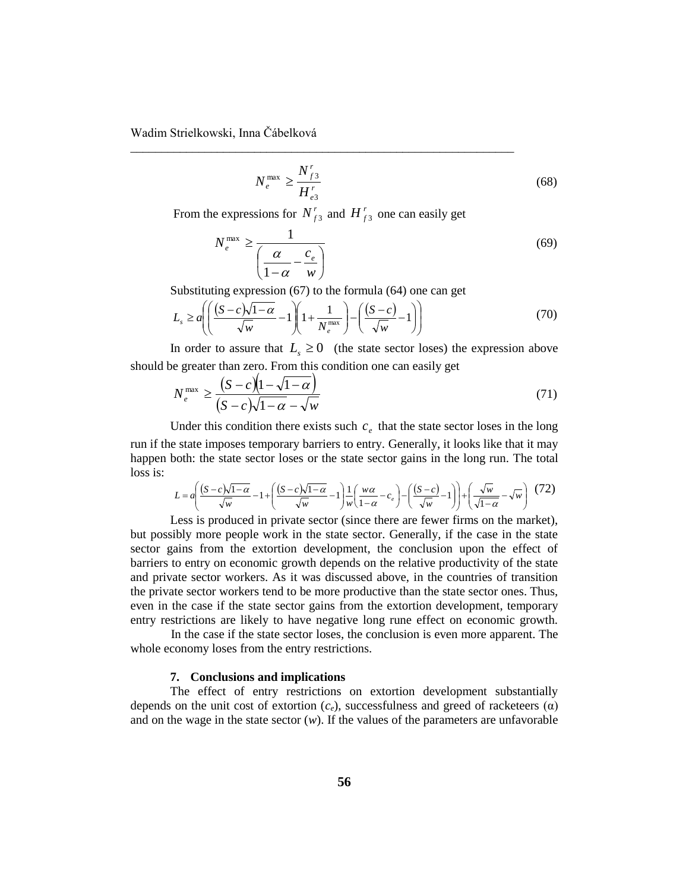$$N_e^{\max} \geq \frac{N_{f3}^r}{H_{e3}^r} \tag{68}$$

From the expressions for $N_{f3}^r$ and $H_{f3}^r$ one can easily get

$$N_e^{\max} \geq \frac{1}{\left(\dfrac{\alpha}{1-\alpha} - \dfrac{c_e}{w}\right)} \tag{69}$$

Substituting expression (67) to the formula (64) one can get

$$L_s \geq a\left(\left(\frac{(S-c)\sqrt{1-\alpha}}{\sqrt{w}} - 1\right)\left(1 + \frac{1}{N_e^{\max}}\right) - \left(\frac{(S-c)}{\sqrt{w}} - 1\right)\right) \tag{70}$$

In order to assure that $L_s \geq 0$ (the state sector loses) the expression above should be greater than zero. From this condition one can easily get

$$N_e^{\max} \geq \frac{(S-c)\left(1-\sqrt{1-\alpha}\right)}{(S-c)\sqrt{1-\alpha} - \sqrt{w}} \tag{71}$$

Under this condition there exists such $c_e$ that the state sector loses in the long run if the state imposes temporary barriers to entry. Generally, it looks like that it may happen both: the state sector loses or the state sector gains in the long run. The total loss is:

$$L = a\left(\frac{(S-c)\sqrt{1-\alpha}}{\sqrt{w}} - 1 + \left(\frac{(S-c)\sqrt{1-\alpha}}{\sqrt{w}} - 1\right)\frac{1}{w}\left(\frac{w\alpha}{1-\alpha} - c_e\right) - \left(\frac{(S-c)}{\sqrt{w}} - 1\right)\right) + \left(\frac{\sqrt{w}}{\sqrt{1-\alpha}} - \sqrt{w}\right) \tag{72}$$

Less is produced in private sector (since there are fewer firms on the market), but possibly more people work in the state sector. Generally, if the case in the state sector gains from the extortion development, the conclusion upon the effect of barriers to entry on economic growth depends on the relative productivity of the state and private sector workers. As it was discussed above, in the countries of transition the private sector workers tend to be more productive than the state sector ones. Thus, even in the case if the state sector gains from the extortion development, temporary entry restrictions are likely to have negative long rune effect on economic growth.

In the case if the state sector loses, the conclusion is even more apparent. The whole economy loses from the entry restrictions.

## 7. Conclusions and implications

The effect of entry restrictions on extortion development substantially depends on the unit cost of extortion ($c_e$), successfulness and greed of racketeers ($\alpha$) and on the wage in the state sector ($w$). If the values of the parameters are unfavorable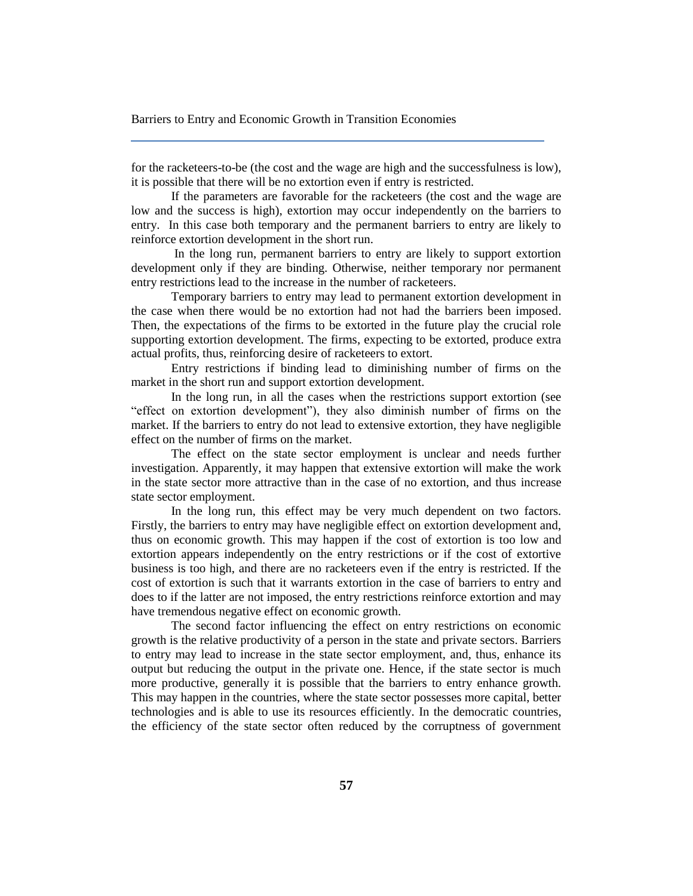for the racketeers-to-be (the cost and the wage are high and the successfulness is low), it is possible that there will be no extortion even if entry is restricted.

If the parameters are favorable for the racketeers (the cost and the wage are low and the success is high), extortion may occur independently on the barriers to entry. In this case both temporary and the permanent barriers to entry are likely to reinforce extortion development in the short run.

In the long run, permanent barriers to entry are likely to support extortion development only if they are binding. Otherwise, neither temporary nor permanent entry restrictions lead to the increase in the number of racketeers.

Temporary barriers to entry may lead to permanent extortion development in the case when there would be no extortion had not had the barriers been imposed. Then, the expectations of the firms to be extorted in the future play the crucial role supporting extortion development. The firms, expecting to be extorted, produce extra actual profits, thus, reinforcing desire of racketeers to extort.

Entry restrictions if binding lead to diminishing number of firms on the market in the short run and support extortion development.

In the long run, in all the cases when the restrictions support extortion (see "effect on extortion development"), they also diminish number of firms on the market. If the barriers to entry do not lead to extensive extortion, they have negligible effect on the number of firms on the market.

The effect on the state sector employment is unclear and needs further investigation. Apparently, it may happen that extensive extortion will make the work in the state sector more attractive than in the case of no extortion, and thus increase state sector employment.

In the long run, this effect may be very much dependent on two factors. Firstly, the barriers to entry may have negligible effect on extortion development and, thus on economic growth. This may happen if the cost of extortion is too low and extortion appears independently on the entry restrictions or if the cost of extortive business is too high, and there are no racketeers even if the entry is restricted. If the cost of extortion is such that it warrants extortion in the case of barriers to entry and does to if the latter are not imposed, the entry restrictions reinforce extortion and may have tremendous negative effect on economic growth.

The second factor influencing the effect on entry restrictions on economic growth is the relative productivity of a person in the state and private sectors. Barriers to entry may lead to increase in the state sector employment, and, thus, enhance its output but reducing the output in the private one. Hence, if the state sector is much more productive, generally it is possible that the barriers to entry enhance growth. This may happen in the countries, where the state sector possesses more capital, better technologies and is able to use its resources efficiently. In the democratic countries, the efficiency of the state sector often reduced by the corruptness of government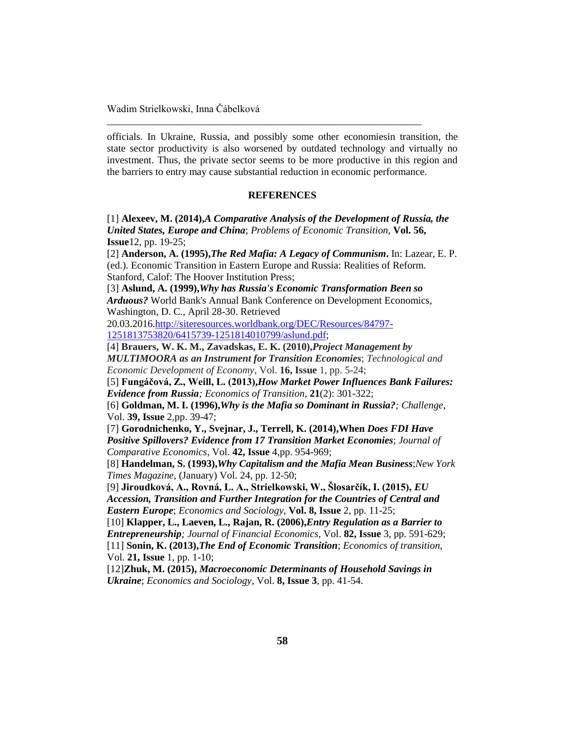officials. In Ukraine, Russia, and possibly some other economiesin transition, the state sector productivity is also worsened by outdated technology and virtually no investment. Thus, the private sector seems to be more productive in this region and the barriers to entry may cause substantial reduction in economic performance.

## REFERENCES

[1] **Alexeev, M. (2014),*A Comparative Analysis of the Development of Russia, the United States, Europe and China***; *Problems of Economic Transition*, **Vol. 56, Issue**12, pp. 19-25;

[2] **Anderson, A. (1995),*The Red Mafia: A Legacy of Communism*.** In: Lazear, E. P. (ed.). Economic Transition in Eastern Europe and Russia: Realities of Reform. Stanford, Calof: The Hoover Institution Press;

[3] **Aslund, A. (1999),*Why has Russia's Economic Transformation Been so Arduous?*** World Bank's Annual Bank Conference on Development Economics, Washington, D. C., April 28-30. Retrieved 20.03.2016.http://siteresources.worldbank.org/DEC/Resources/84797-1251813753820/6415739-1251814010799/aslund.pdf;

[4] **Brauers, W. K. M., Zavadskas, E. K. (2010),*Project Management by MULTIMOORA as an Instrument for Transition Economies***; *Technological and Economic Development of Economy*, Vol. **16, Issue** 1, pp. 5-24;

[5] **Fungáčová, Z., Weill, L. (2013),*How Market Power Influences Bank Failures: Evidence from Russia***; *Economics of Transition*, **21**(2): 301-322;

[6] **Goldman, M. I. (1996),*Why is the Mafia so Dominant in Russia?***; *Challenge*, Vol. **39, Issue** 2,pp. 39-47;

[7] **Gorodnichenko, Y., Svejnar, J., Terrell, K. (2014),When *Does FDI Have Positive Spillovers? Evidence from 17 Transition Market Economies***; *Journal of Comparative Economics*, Vol. **42, Issue** 4,pp. 954-969;

[8] **Handelman, S. (1993),*Why Capitalism and the Mafia Mean Business***;*New York Times Magazine*, (January) Vol. 24, pp. 12-50;

[9] **Jiroudková, A., Rovná, L. A., Strielkowski, W., Šlosarčík, I. (2015), *EU Accession, Transition and Further Integration for the Countries of Central and Eastern Europe***; *Economics and Sociology*, **Vol. 8, Issue** 2, pp. 11-25;

[10] **Klapper, L., Laeven, L., Rajan, R. (2006),*Entry Regulation as a Barrier to Entrepreneurship***; *Journal of Financial Economics*, Vol. **82, Issue** 3, pp. 591-629;

[11] **Sonin, K. (2013),*The End of Economic Transition***; *Economics of transition*, Vol. **21, Issue** 1, pp. 1-10;

[12]**Zhuk, M. (2015), *Macroeconomic Determinants of Household Savings in Ukraine***; *Economics and Sociology*, Vol. **8, Issue 3**, pp. 41-54.